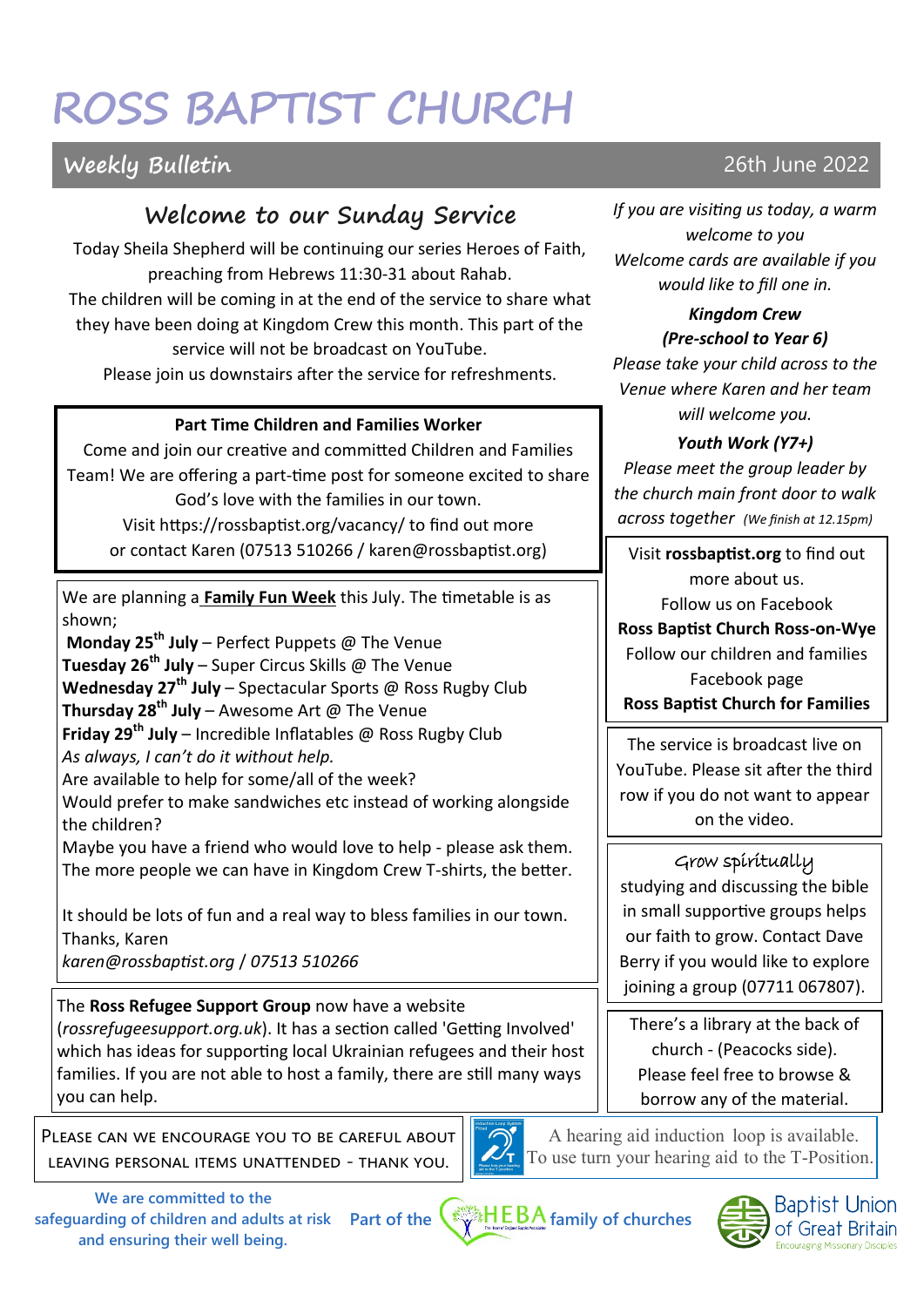# ROSS BAPTIST CHURCH

## Weekly Bulletin

26th June 2022

## Welcome to our Sunday Service

Today Sheila Shepherd will be continuing our series Heroes of Faith, preaching from Hebrews 11:30-31 about Rahab.

The children will be coming in at the end of the service to share what they have been doing at Kingdom Crew this month. This part of the service will not be broadcast on YouTube.

Please join us downstairs after the service for refreshments.

**Part Time Children and Families Worker**

Come and join our creative and committed Children and Families Team! We are offering a part-time post for someone excited to share God's love with the families in our town.

Visit https://rossbaptist.org/vacancy/ to find out more or contact Karen (07513 510266 / karen@rossbaptist.org)

We are planning a **Family Fun Week** this July. The timetable is as shown;

**Monday 25th July** – Perfect Puppets @ The Venue
**Tuesday 26th July** – Super Circus Skills @ The Venue
**Wednesday 27th July** – Spectacular Sports @ Ross Rugby Club
**Thursday 28th July** – Awesome Art @ The Venue
**Friday 29th July** – Incredible Inflatables @ Ross Rugby Club

*As always, I can't do it without help.*

Are available to help for some/all of the week?

Would prefer to make sandwiches etc instead of working alongside the children?

Maybe you have a friend who would love to help - please ask them.

The more people we can have in Kingdom Crew T-shirts, the better.

It should be lots of fun and a real way to bless families in our town.

Thanks, Karen

*karen@rossbaptist.org / 07513 510266*

The **Ross Refugee Support Group** now have a website (*rossrefugeesupport.org.uk*). It has a section called 'Getting Involved' which has ideas for supporting local Ukrainian refugees and their host families. If you are not able to host a family, there are still many ways you can help.

*If you are visiting us today, a warm welcome to you*
*Welcome cards are available if you would like to fill one in.*

***Kingdom Crew (Pre-school to Year 6)***

*Please take your child across to the Venue where Karen and her team will welcome you.*

***Youth Work (Y7+)***

*Please meet the group leader by the church main front door to walk across together (We finish at 12.15pm)*

Visit **rossbaptist.org** to find out more about us.
Follow us on Facebook
**Ross Baptist Church Ross-on-Wye**
Follow our children and families Facebook page
**Ross Baptist Church for Families**

The service is broadcast live on YouTube. Please sit after the third row if you do not want to appear on the video.

Grow spiritually

studying and discussing the bible in small supportive groups helps our faith to grow. Contact Dave Berry if you would like to explore joining a group (07711 067807).

There's a library at the back of church - (Peacocks side). Please feel free to browse & borrow any of the material.

PLEASE CAN WE ENCOURAGE YOU TO BE CAREFUL ABOUT LEAVING PERSONAL ITEMS UNATTENDED - THANK YOU.

A hearing aid induction loop is available. To use turn your hearing aid to the T-Position.

We are committed to the safeguarding of children and adults at risk and ensuring their well being.

Part of the HEBA family of churches

Baptist Union of Great Britain – Encouraging Missionary Disciples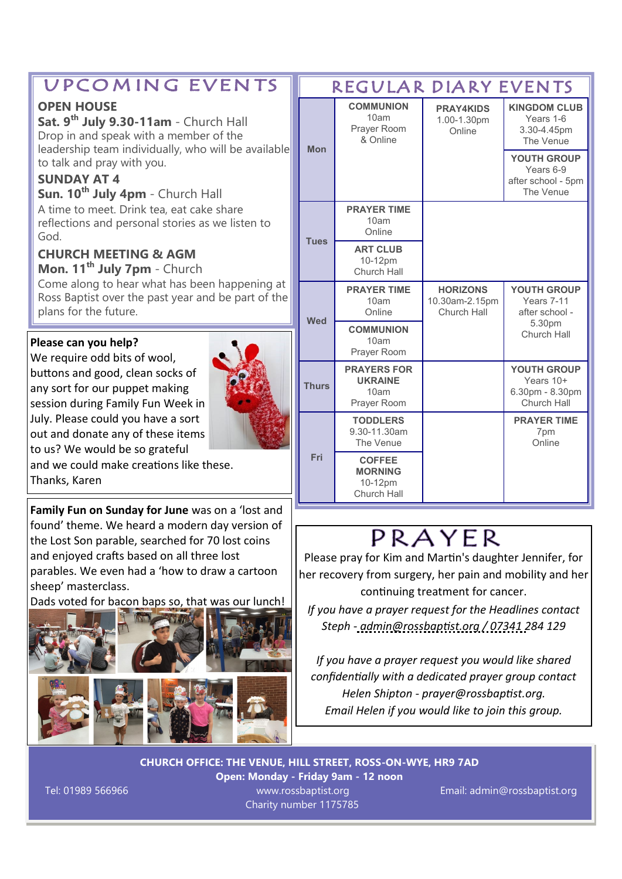## UPCOMING EVENTS

**OPEN HOUSE**

**Sat. 9th July 9.30-11am** - Church Hall

Drop in and speak with a member of the leadership team individually, who will be available to talk and pray with you.

**SUNDAY AT 4**

**Sun. 10th July 4pm** - Church Hall

A time to meet. Drink tea, eat cake share reflections and personal stories as we listen to God.

**CHURCH MEETING & AGM**

**Mon. 11th July 7pm** - Church

Come along to hear what has been happening at Ross Baptist over the past year and be part of the plans for the future.

**Please can you help?**

We require odd bits of wool, buttons and good, clean socks of any sort for our puppet making session during Family Fun Week in July. Please could you have a sort out and donate any of these items to us? We would be so grateful and we could make creations like these.

Thanks, Karen

**Family Fun on Sunday for June** was on a 'lost and found' theme. We heard a modern day version of the Lost Son parable, searched for 70 lost coins and enjoyed crafts based on all three lost parables. We even had a 'how to draw a cartoon sheep' masterclass.

Dads voted for bacon baps so, that was our lunch!

## REGULAR DIARY EVENTS

| | | | |
|---|---|---|---|
| **Mon** | **COMMUNION** 10am Prayer Room & Online | **PRAY4KIDS** 1.00-1.30pm Online | **KINGDOM CLUB** Years 1-6 3.30-4.45pm The Venue<br>**YOUTH GROUP** Years 6-9 after school - 5pm The Venue |
| **Tues** | **PRAYER TIME** 10am Online<br>**ART CLUB** 10-12pm Church Hall | | |
| **Wed** | **PRAYER TIME** 10am Online<br>**COMMUNION** 10am Prayer Room | **HORIZONS** 10.30am-2.15pm Church Hall | **YOUTH GROUP** Years 7-11 after school - 5.30pm Church Hall |
| **Thurs** | **PRAYERS FOR UKRAINE** 10am Prayer Room | | **YOUTH GROUP** Years 10+ 6.30pm - 8.30pm Church Hall |
| **Fri** | **TODDLERS** 9.30-11.30am The Venue<br>**COFFEE MORNING** 10-12pm Church Hall | | **PRAYER TIME** 7pm Online |

## PRAYER

Please pray for Kim and Martin's daughter Jennifer, for her recovery from surgery, her pain and mobility and her continuing treatment for cancer.

*If you have a prayer request for the Headlines contact Steph - admin@rossbaptist.org / 07341 284 129*

*If you have a prayer request you would like shared confidentially with a dedicated prayer group contact Helen Shipton - prayer@rossbaptist.org. Email Helen if you would like to join this group.*

**CHURCH OFFICE: THE VENUE, HILL STREET, ROSS-ON-WYE, HR9 7AD**

**Open: Monday - Friday 9am - 12 noon**

Tel: 01989 566966

www.rossbaptist.org

Email: admin@rossbaptist.org

Charity number 1175785